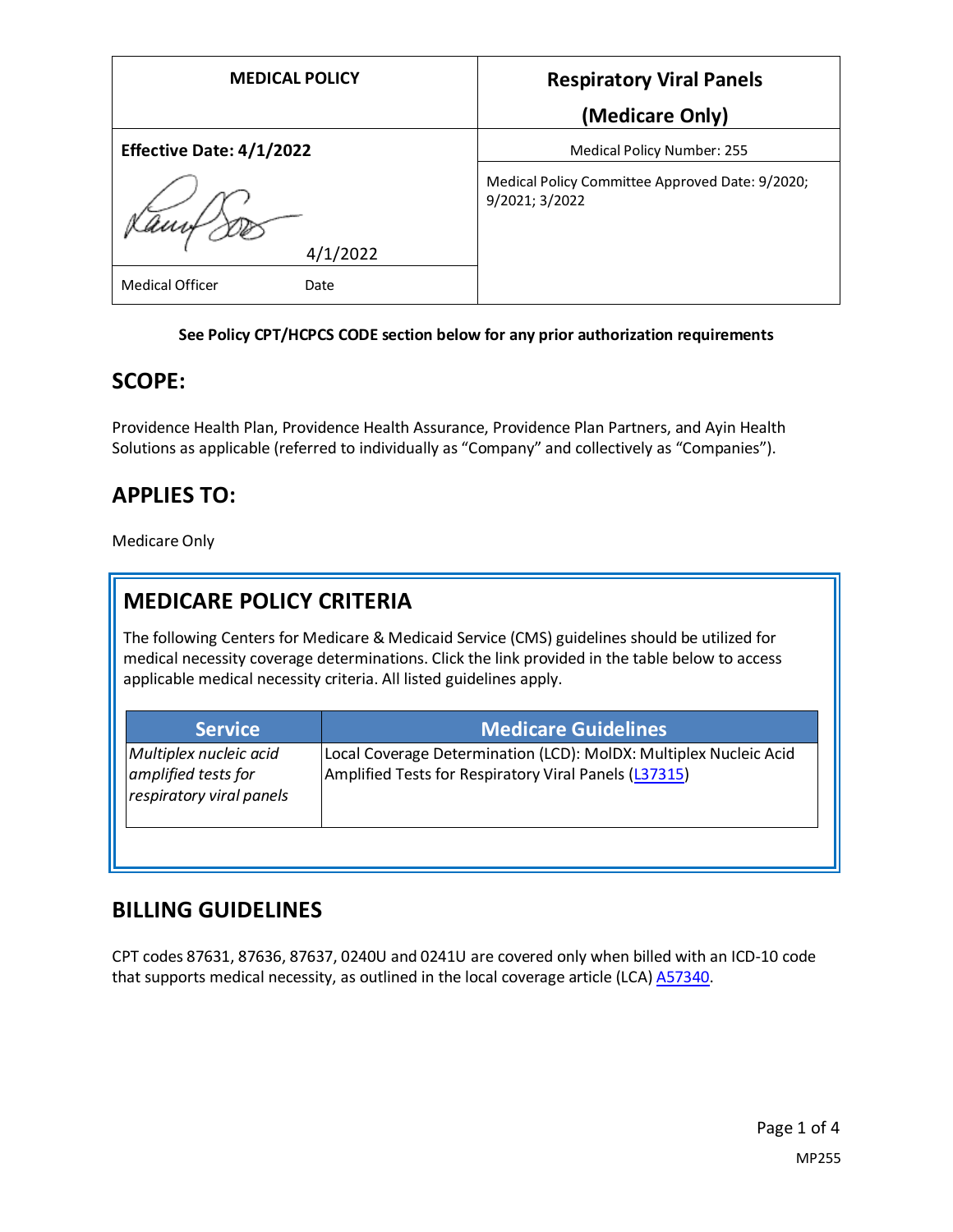| MEDICAL POLICY | Respiratory Viral Panels (Medicare Only) |
|---|---|
| **Effective Date: 4/1/2022** | Medical Policy Number: 255 |
| 4/1/2022 | Medical Policy Committee Approved Date: 9/2020; 9/2021; 3/2022 |
| Medical Officer Date | |

**See Policy CPT/HCPCS CODE section below for any prior authorization requirements**

## SCOPE:

Providence Health Plan, Providence Health Assurance, Providence Plan Partners, and Ayin Health Solutions as applicable (referred to individually as "Company" and collectively as "Companies").

## APPLIES TO:

Medicare Only

## MEDICARE POLICY CRITERIA

The following Centers for Medicare & Medicaid Service (CMS) guidelines should be utilized for medical necessity coverage determinations. Click the link provided in the table below to access applicable medical necessity criteria. All listed guidelines apply.

| Service | Medicare Guidelines |
|---|---|
| *Multiplex nucleic acid amplified tests for respiratory viral panels* | Local Coverage Determination (LCD): MolDX: Multiplex Nucleic Acid Amplified Tests for Respiratory Viral Panels (L37315) |

## BILLING GUIDELINES

CPT codes 87631, 87636, 87637, 0240U and 0241U are covered only when billed with an ICD-10 code that supports medical necessity, as outlined in the local coverage article (LCA) A57340.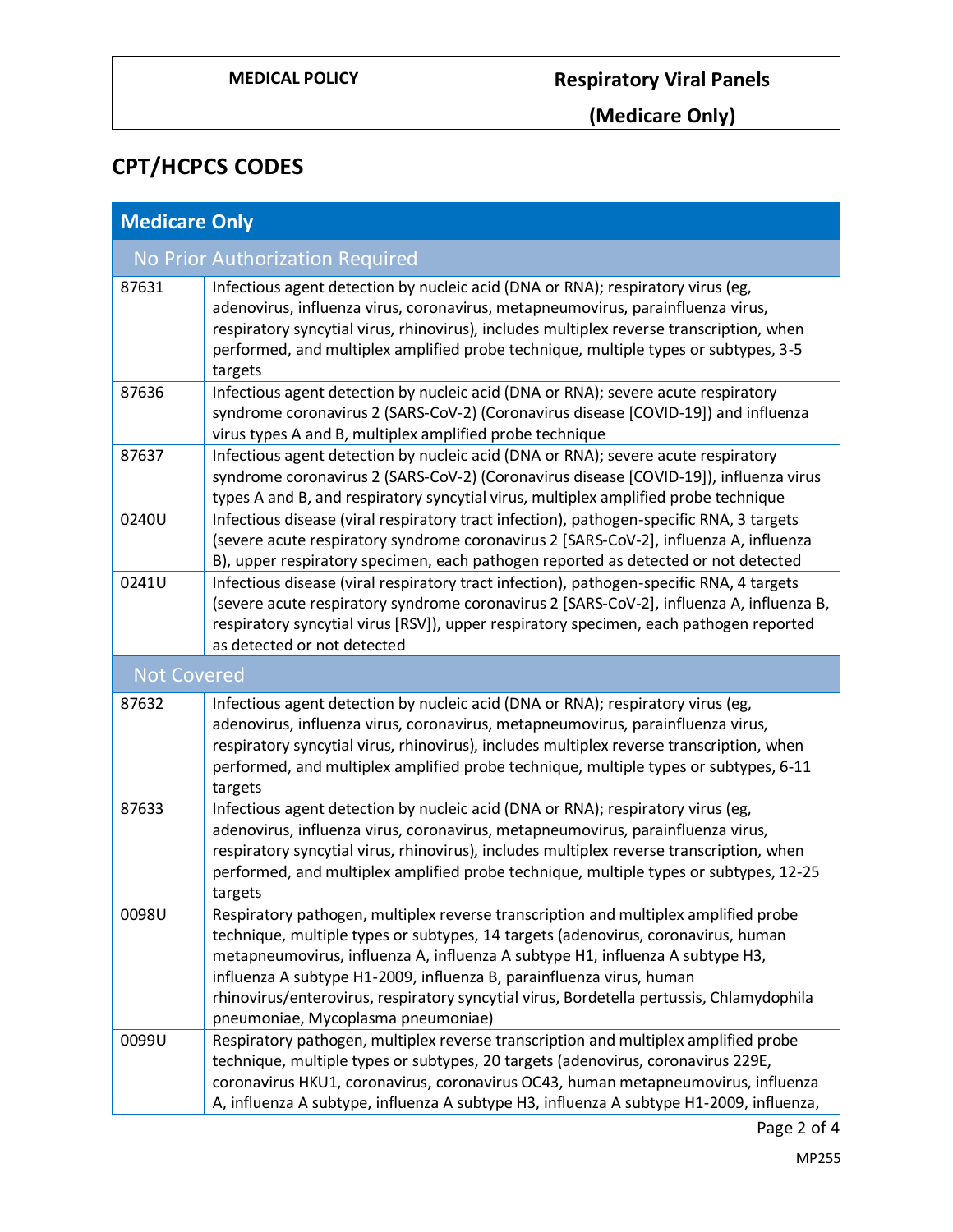## CPT/HCPCS CODES

| Medicare Only | |
|---|---|
| **No Prior Authorization Required** | |
| 87631 | Infectious agent detection by nucleic acid (DNA or RNA); respiratory virus (eg, adenovirus, influenza virus, coronavirus, metapneumovirus, parainfluenza virus, respiratory syncytial virus, rhinovirus), includes multiplex reverse transcription, when performed, and multiplex amplified probe technique, multiple types or subtypes, 3-5 targets |
| 87636 | Infectious agent detection by nucleic acid (DNA or RNA); severe acute respiratory syndrome coronavirus 2 (SARS-CoV-2) (Coronavirus disease [COVID-19]) and influenza virus types A and B, multiplex amplified probe technique |
| 87637 | Infectious agent detection by nucleic acid (DNA or RNA); severe acute respiratory syndrome coronavirus 2 (SARS-CoV-2) (Coronavirus disease [COVID-19]), influenza virus types A and B, and respiratory syncytial virus, multiplex amplified probe technique |
| 0240U | Infectious disease (viral respiratory tract infection), pathogen-specific RNA, 3 targets (severe acute respiratory syndrome coronavirus 2 [SARS-CoV-2], influenza A, influenza B), upper respiratory specimen, each pathogen reported as detected or not detected |
| 0241U | Infectious disease (viral respiratory tract infection), pathogen-specific RNA, 4 targets (severe acute respiratory syndrome coronavirus 2 [SARS-CoV-2], influenza A, influenza B, respiratory syncytial virus [RSV]), upper respiratory specimen, each pathogen reported as detected or not detected |
| **Not Covered** | |
| 87632 | Infectious agent detection by nucleic acid (DNA or RNA); respiratory virus (eg, adenovirus, influenza virus, coronavirus, metapneumovirus, parainfluenza virus, respiratory syncytial virus, rhinovirus), includes multiplex reverse transcription, when performed, and multiplex amplified probe technique, multiple types or subtypes, 6-11 targets |
| 87633 | Infectious agent detection by nucleic acid (DNA or RNA); respiratory virus (eg, adenovirus, influenza virus, coronavirus, metapneumovirus, parainfluenza virus, respiratory syncytial virus, rhinovirus), includes multiplex reverse transcription, when performed, and multiplex amplified probe technique, multiple types or subtypes, 12-25 targets |
| 0098U | Respiratory pathogen, multiplex reverse transcription and multiplex amplified probe technique, multiple types or subtypes, 14 targets (adenovirus, coronavirus, human metapneumovirus, influenza A, influenza A subtype H1, influenza A subtype H3, influenza A subtype H1-2009, influenza B, parainfluenza virus, human rhinovirus/enterovirus, respiratory syncytial virus, Bordetella pertussis, Chlamydophila pneumoniae, Mycoplasma pneumoniae) |
| 0099U | Respiratory pathogen, multiplex reverse transcription and multiplex amplified probe technique, multiple types or subtypes, 20 targets (adenovirus, coronavirus 229E, coronavirus HKU1, coronavirus, coronavirus OC43, human metapneumovirus, influenza A, influenza A subtype, influenza A subtype H3, influenza A subtype H1-2009, influenza, |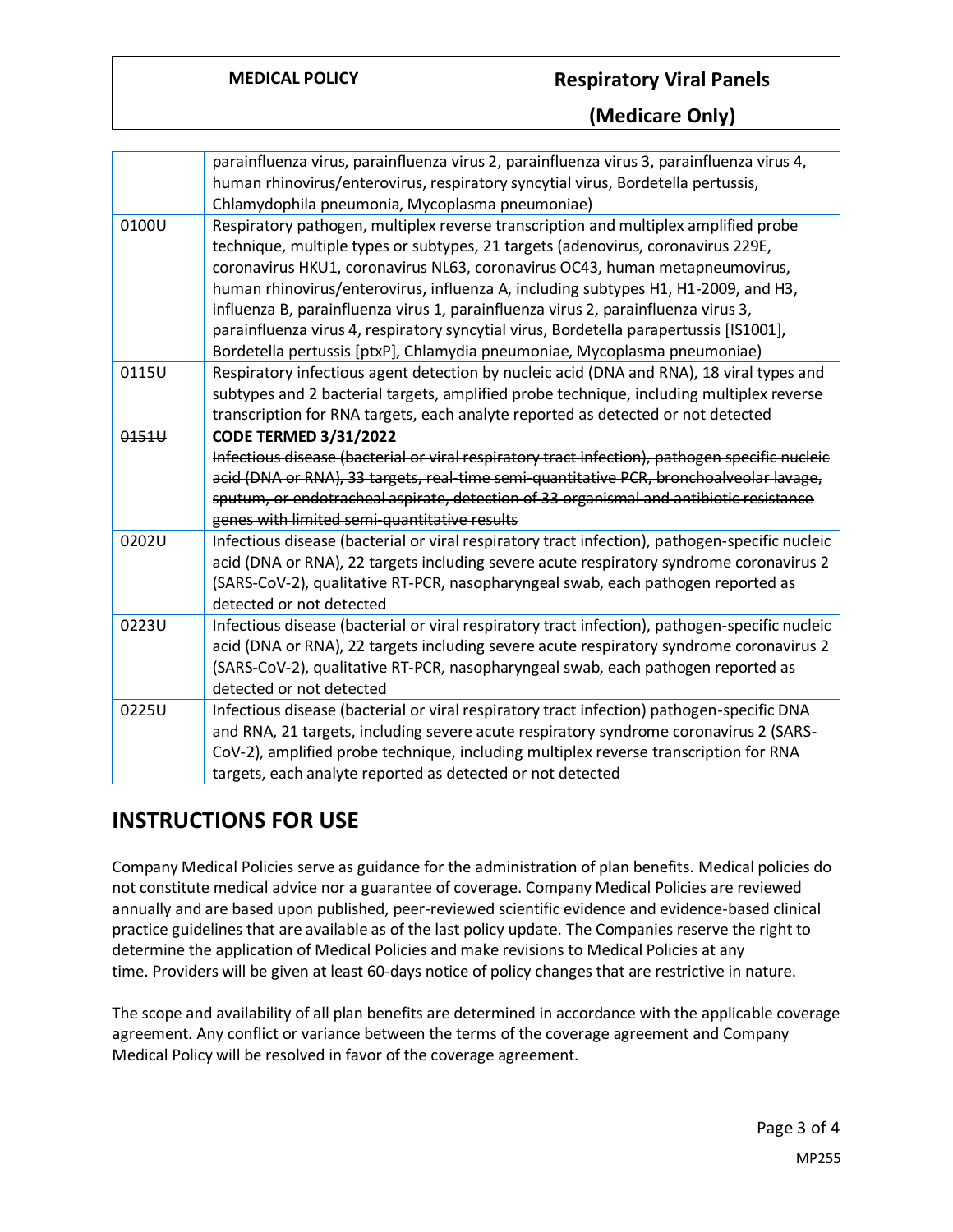| | |
|---|---|
| | parainfluenza virus, parainfluenza virus 2, parainfluenza virus 3, parainfluenza virus 4, human rhinovirus/enterovirus, respiratory syncytial virus, Bordetella pertussis, Chlamydophila pneumonia, Mycoplasma pneumoniae) |
| 0100U | Respiratory pathogen, multiplex reverse transcription and multiplex amplified probe technique, multiple types or subtypes, 21 targets (adenovirus, coronavirus 229E, coronavirus HKU1, coronavirus NL63, coronavirus OC43, human metapneumovirus, human rhinovirus/enterovirus, influenza A, including subtypes H1, H1-2009, and H3, influenza B, parainfluenza virus 1, parainfluenza virus 2, parainfluenza virus 3, parainfluenza virus 4, respiratory syncytial virus, Bordetella parapertussis [IS1001], Bordetella pertussis [ptxP], Chlamydia pneumoniae, Mycoplasma pneumoniae) |
| 0115U | Respiratory infectious agent detection by nucleic acid (DNA and RNA), 18 viral types and subtypes and 2 bacterial targets, amplified probe technique, including multiplex reverse transcription for RNA targets, each analyte reported as detected or not detected |
| ~~0151U~~ | **CODE TERMED 3/31/2022** ~~Infectious disease (bacterial or viral respiratory tract infection), pathogen specific nucleic acid (DNA or RNA), 33 targets, real-time semi-quantitative PCR, bronchoalveolar lavage, sputum, or endotracheal aspirate, detection of 33 organismal and antibiotic resistance genes with limited semi-quantitative results~~ |
| 0202U | Infectious disease (bacterial or viral respiratory tract infection), pathogen-specific nucleic acid (DNA or RNA), 22 targets including severe acute respiratory syndrome coronavirus 2 (SARS-CoV-2), qualitative RT-PCR, nasopharyngeal swab, each pathogen reported as detected or not detected |
| 0223U | Infectious disease (bacterial or viral respiratory tract infection), pathogen-specific nucleic acid (DNA or RNA), 22 targets including severe acute respiratory syndrome coronavirus 2 (SARS-CoV-2), qualitative RT-PCR, nasopharyngeal swab, each pathogen reported as detected or not detected |
| 0225U | Infectious disease (bacterial or viral respiratory tract infection) pathogen-specific DNA and RNA, 21 targets, including severe acute respiratory syndrome coronavirus 2 (SARS-CoV-2), amplified probe technique, including multiplex reverse transcription for RNA targets, each analyte reported as detected or not detected |

## INSTRUCTIONS FOR USE

Company Medical Policies serve as guidance for the administration of plan benefits. Medical policies do not constitute medical advice nor a guarantee of coverage. Company Medical Policies are reviewed annually and are based upon published, peer-reviewed scientific evidence and evidence-based clinical practice guidelines that are available as of the last policy update. The Companies reserve the right to determine the application of Medical Policies and make revisions to Medical Policies at any time. Providers will be given at least 60-days notice of policy changes that are restrictive in nature.

The scope and availability of all plan benefits are determined in accordance with the applicable coverage agreement. Any conflict or variance between the terms of the coverage agreement and Company Medical Policy will be resolved in favor of the coverage agreement.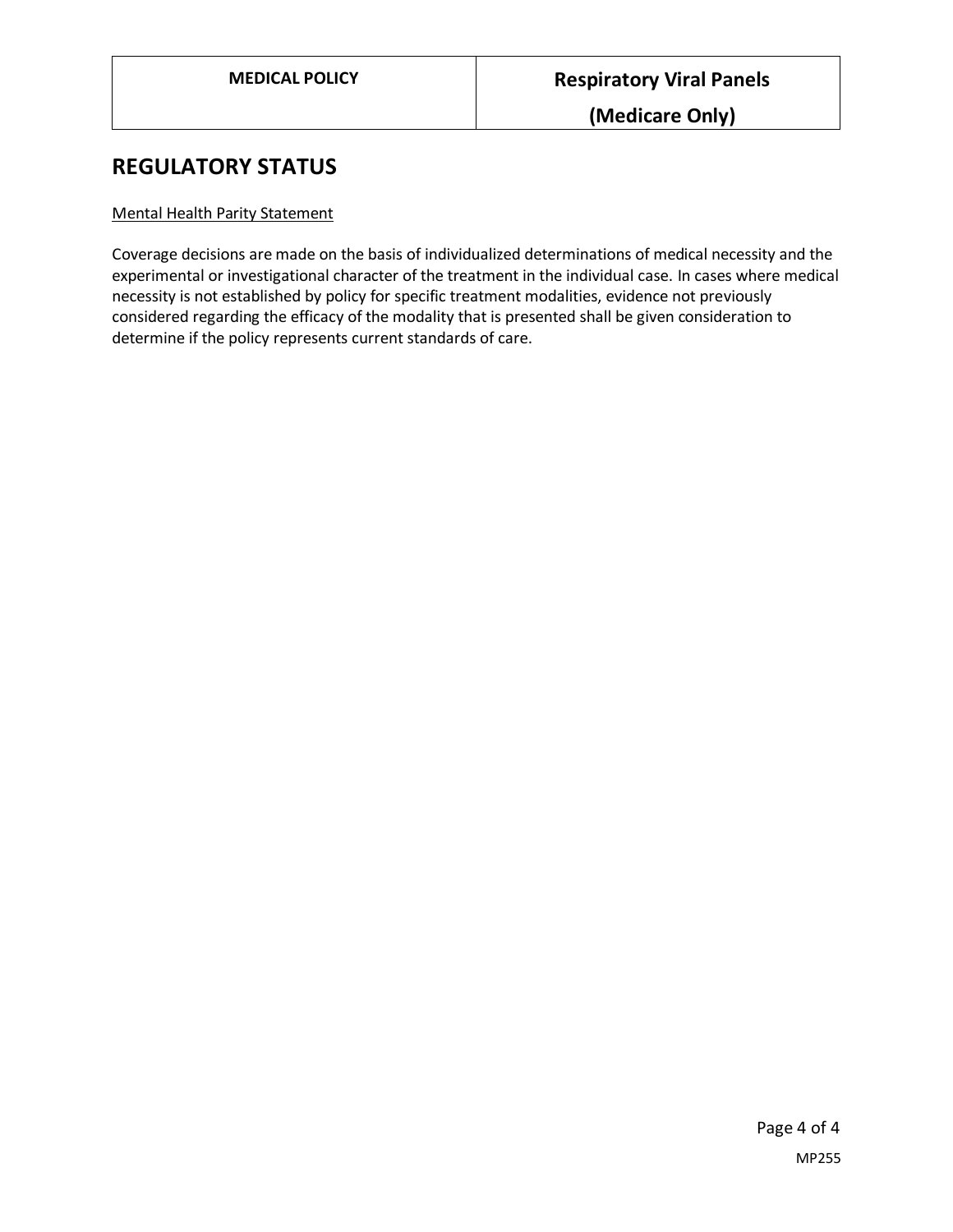## REGULATORY STATUS

Mental Health Parity Statement

Coverage decisions are made on the basis of individualized determinations of medical necessity and the experimental or investigational character of the treatment in the individual case. In cases where medical necessity is not established by policy for specific treatment modalities, evidence not previously considered regarding the efficacy of the modality that is presented shall be given consideration to determine if the policy represents current standards of care.